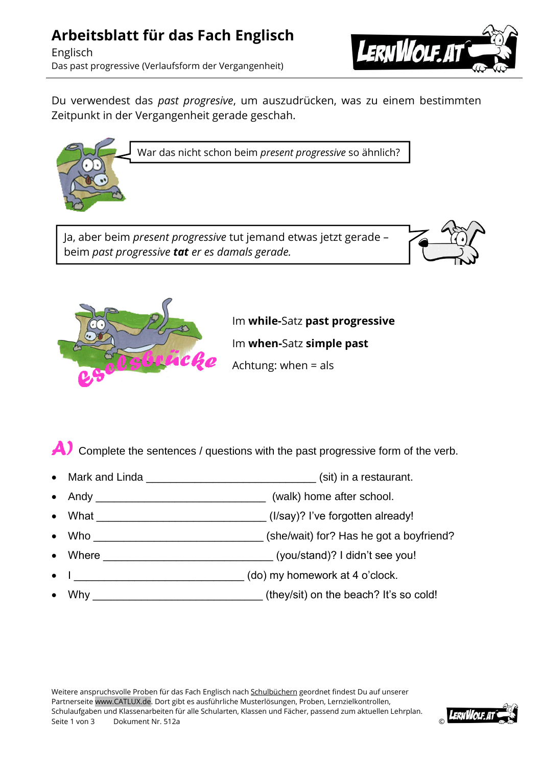# Arbeitsblatt für das Fach Englisch

Englisch

Das past progressive (Verlaufsform der Vergangenheit)

Du verwendest das *past progresive*, um auszudrücken, was zu einem bestimmten Zeitpunkt in der Vergangenheit gerade geschah.

War das nicht schon beim *present progressive* so ähnlich?

Ja, aber beim *present progressive* tut jemand etwas jetzt gerade – beim *past progressive* ***tat** er es damals gerade.*

Eselsbrücke

Im **while**-Satz **past progressive**

Im **when**-Satz **simple past**

Achtung: when = als

**A)** Complete the sentences / questions with the past progressive form of the verb.

- Mark and Linda ____________________________ (sit) in a restaurant.
- Andy ____________________________ (walk) home after school.
- What ____________________________ (I/say)? I've forgotten already!
- Who ____________________________ (she/wait) for? Has he got a boyfriend?
- Where ____________________________ (you/stand)? I didn't see you!
- I ____________________________ (do) my homework at 4 o'clock.
- Why ____________________________ (they/sit) on the beach? It's so cold!

Weitere anspruchsvolle Proben für das Fach Englisch nach Schulbüchern geordnet findest Du auf unserer Partnerseite www.CATLUX.de. Dort gibt es ausführliche Musterlösungen, Proben, Lernzielkontrollen, Schulaufgaben und Klassenarbeiten für alle Schularten, Klassen und Fächer, passend zum aktuellen Lehrplan.

Dokument Nr. 512a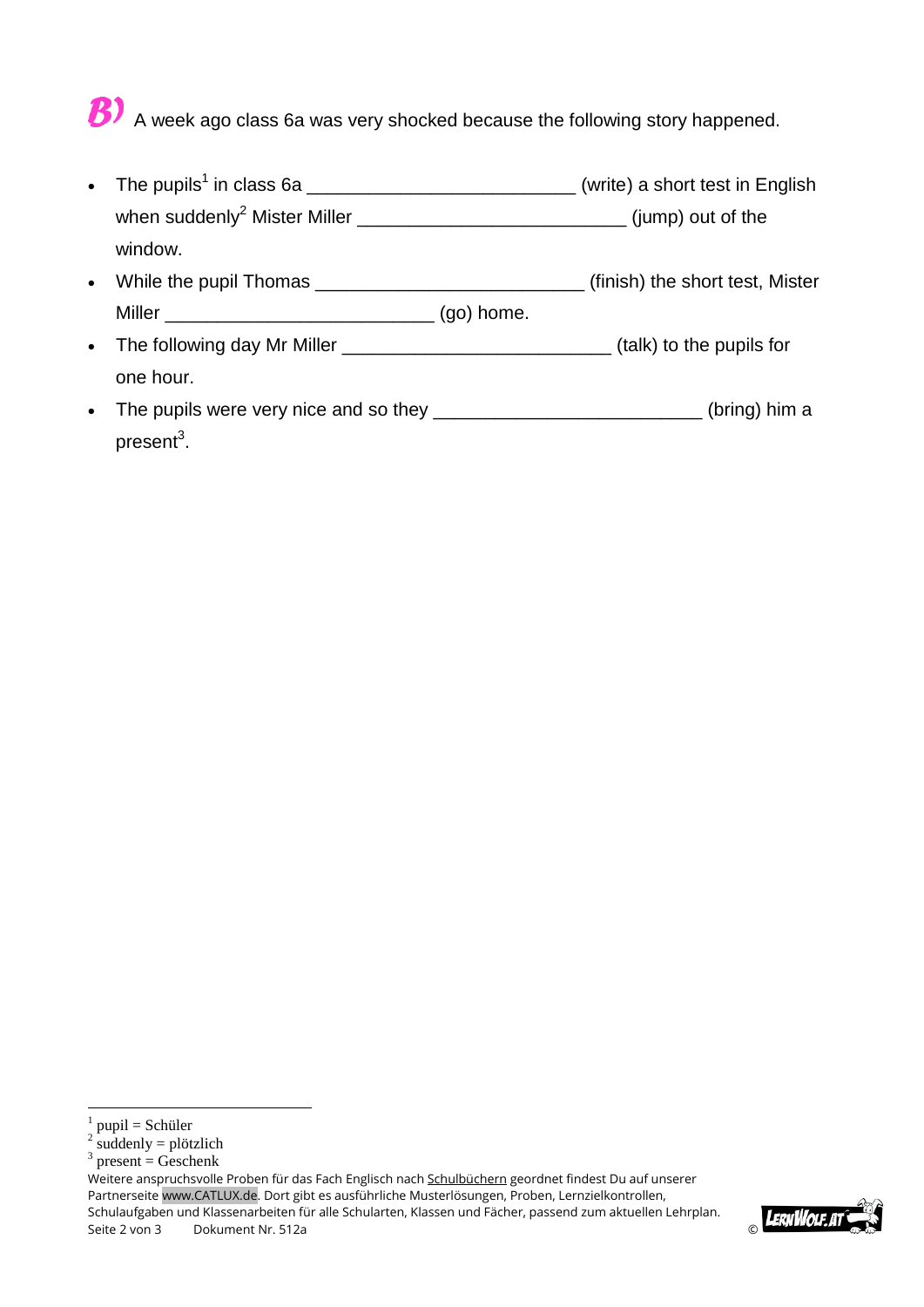**B)** A week ago class 6a was very shocked because the following story happened.

- The pupils[1] in class 6a _________________________ (write) a short test in English when suddenly[2] Mister Miller _________________________ (jump) out of the window.
- While the pupil Thomas _________________________ (finish) the short test, Mister Miller _________________________ (go) home.
- The following day Mr Miller _________________________ (talk) to the pupils for one hour.
- The pupils were very nice and so they _________________________ (bring) him a present[3].

[1] pupil = Schüler
[2] suddenly = plötzlich
[3] present = Geschenk

Weitere anspruchsvolle Proben für das Fach Englisch nach Schulbüchern geordnet findest Du auf unserer Partnerseite www.CATLUX.de. Dort gibt es ausführliche Musterlösungen, Proben, Lernzielkontrollen, Schulaufgaben und Klassenarbeiten für alle Schularten, Klassen und Fächer, passend zum aktuellen Lehrplan.

Dokument Nr. 512a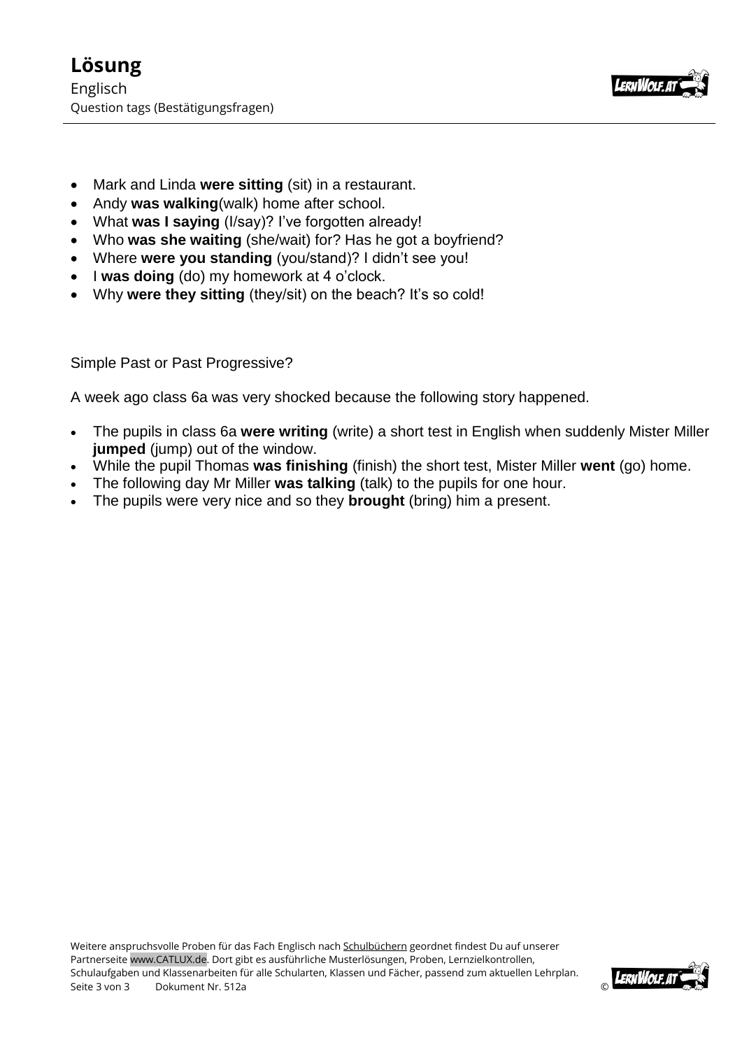- Mark and Linda **were sitting** (sit) in a restaurant.
- Andy **was walking**(walk) home after school.
- What **was I saying** (I/say)? I've forgotten already!
- Who **was she waiting** (she/wait) for? Has he got a boyfriend?
- Where **were you standing** (you/stand)? I didn't see you!
- I **was doing** (do) my homework at 4 o'clock.
- Why **were they sitting** (they/sit) on the beach? It's so cold!

Simple Past or Past Progressive?

A week ago class 6a was very shocked because the following story happened.

- The pupils in class 6a **were writing** (write) a short test in English when suddenly Mister Miller **jumped** (jump) out of the window.
- While the pupil Thomas **was finishing** (finish) the short test, Mister Miller **went** (go) home.
- The following day Mr Miller **was talking** (talk) to the pupils for one hour.
- The pupils were very nice and so they **brought** (bring) him a present.